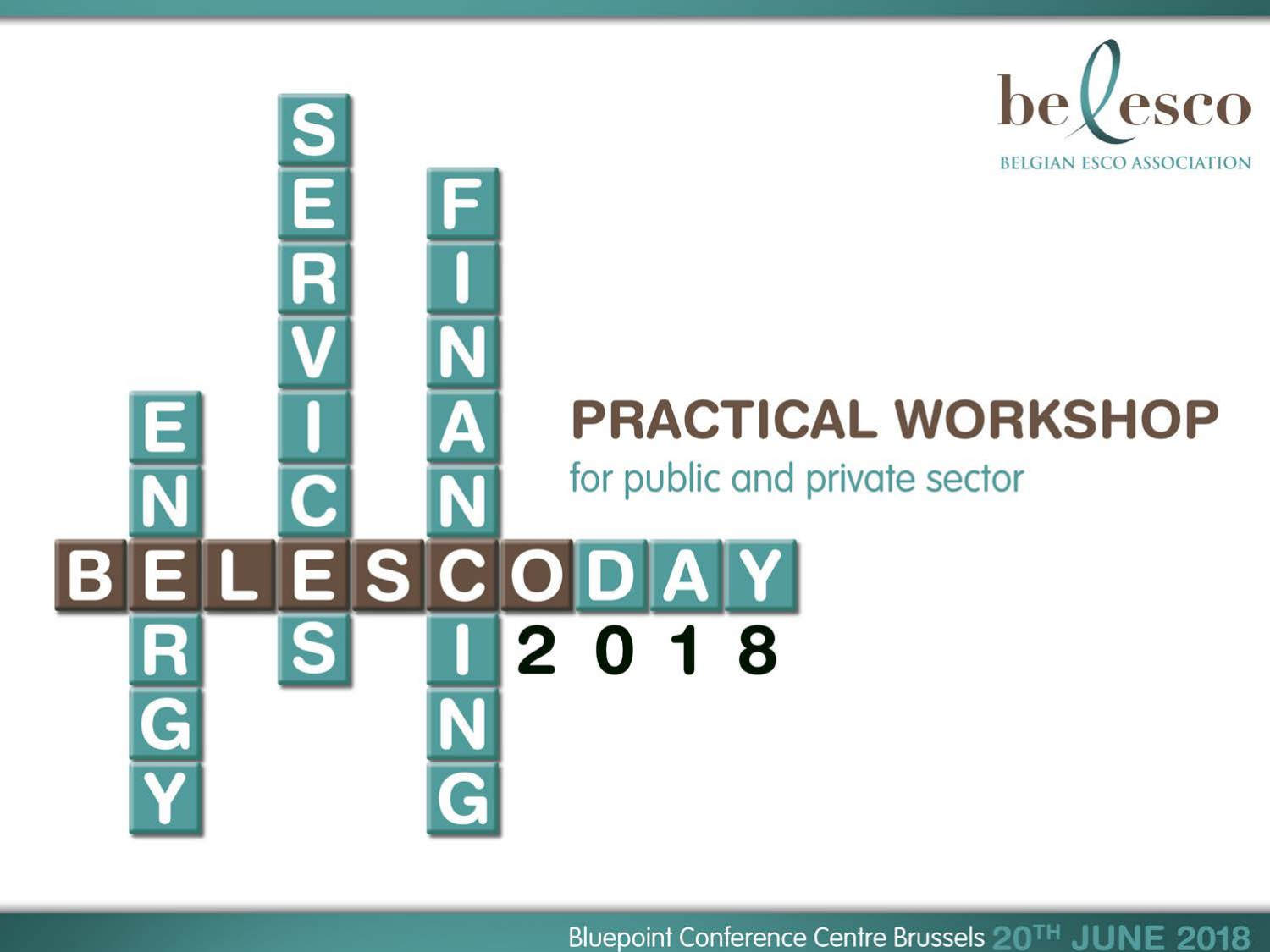# BELESCODAY 2018

ENERGY

SERVICES

FINANCING

belesco

BELGIAN ESCO ASSOCIATION

## PRACTICAL WORKSHOP

for public and private sector

Bluepoint Conference Centre Brussels 20TH JUNE 2018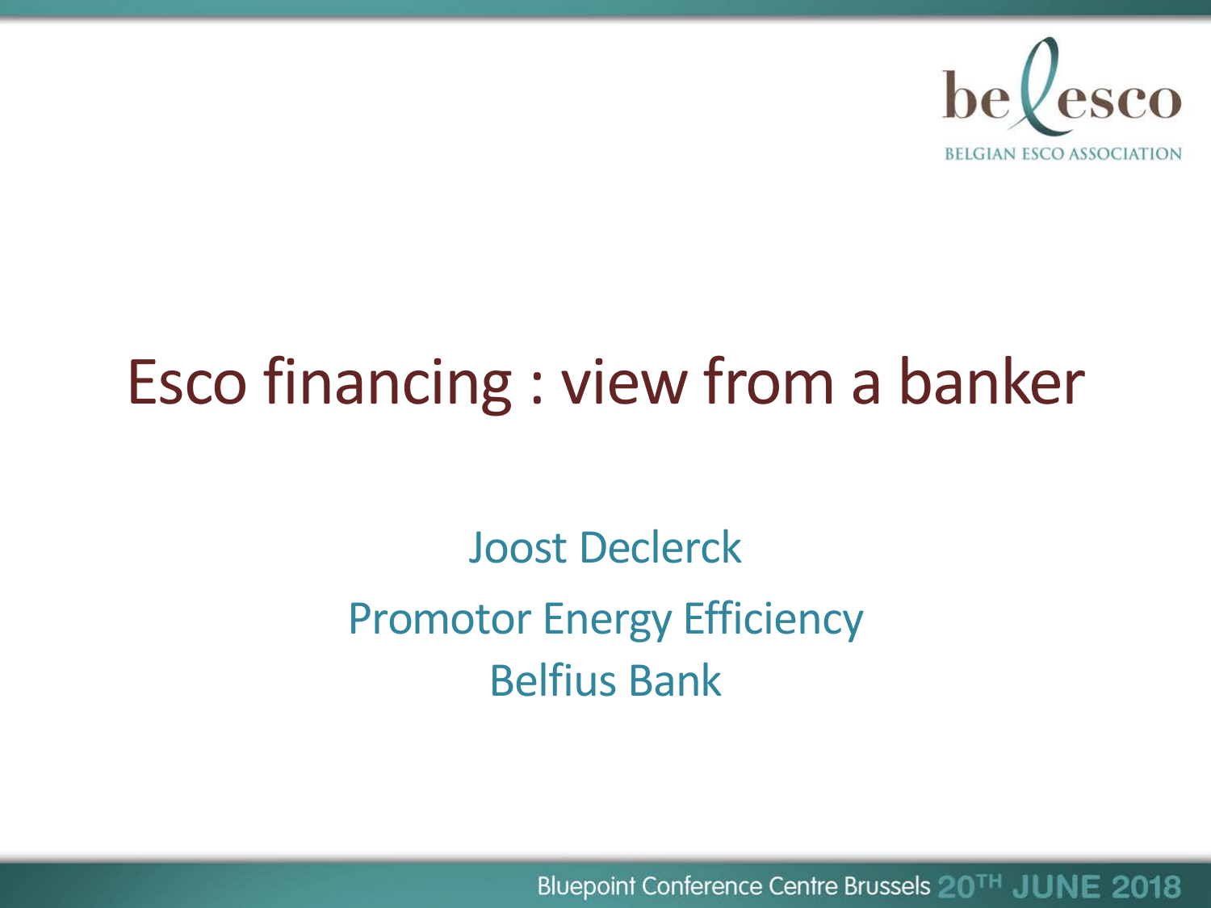# Esco financing : view from a banker

Joost Declerck

Promotor Energy Efficiency

Belfius Bank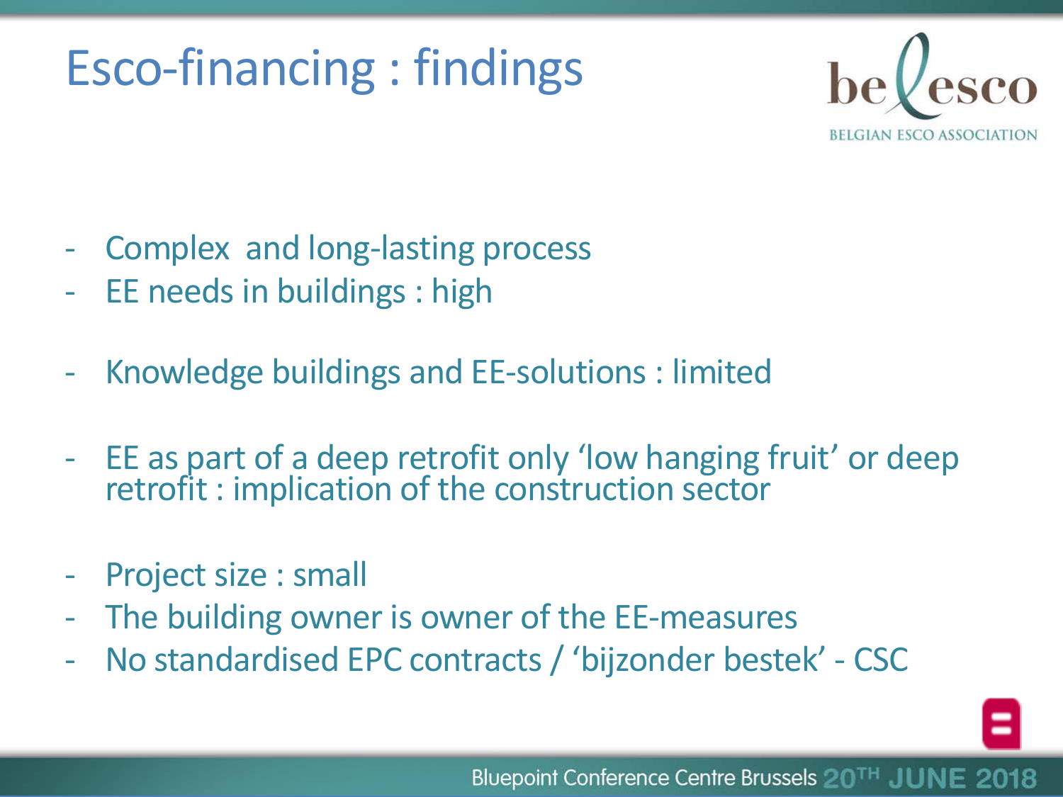# Esco-financing : findings

- Complex and long-lasting process
- EE needs in buildings : high
- Knowledge buildings and EE-solutions : limited
- EE as part of a deep retrofit only 'low hanging fruit' or deep retrofit : implication of the construction sector
- Project size : small
- The building owner is owner of the EE-measures
- No standardised EPC contracts / 'bijzonder bestek' - CSC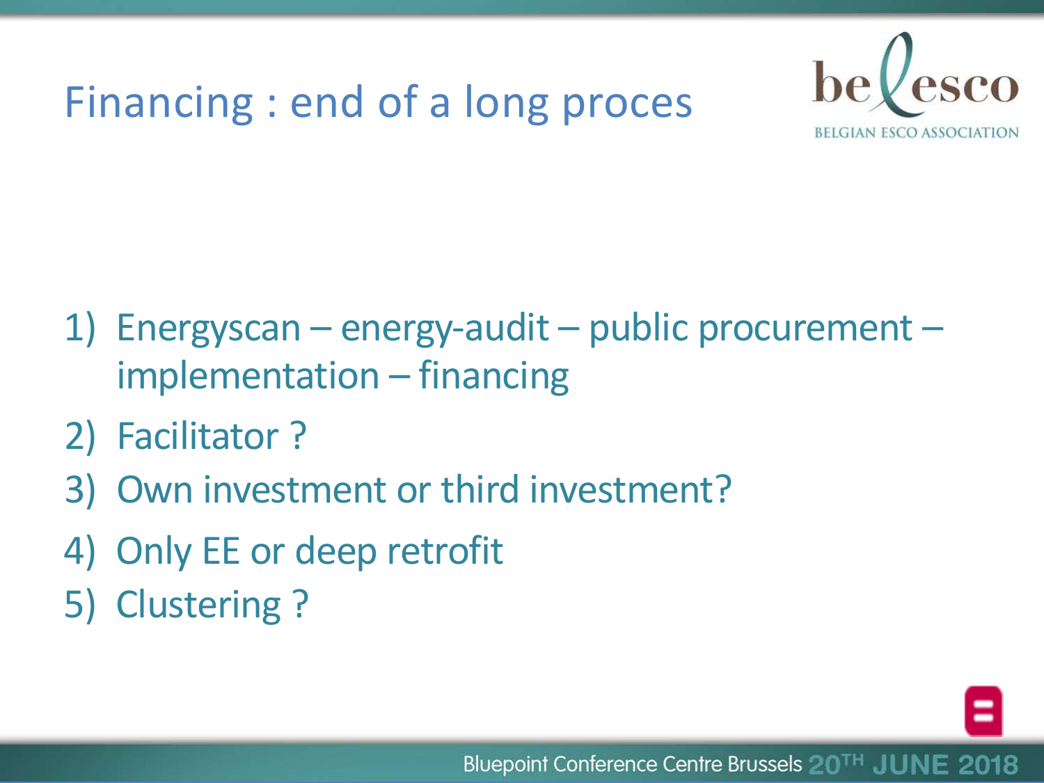# Financing : end of a long proces

1) Energyscan – energy-audit – public procurement – implementation – financing
2) Facilitator ?
3) Own investment or third investment?
4) Only EE or deep retrofit
5) Clustering ?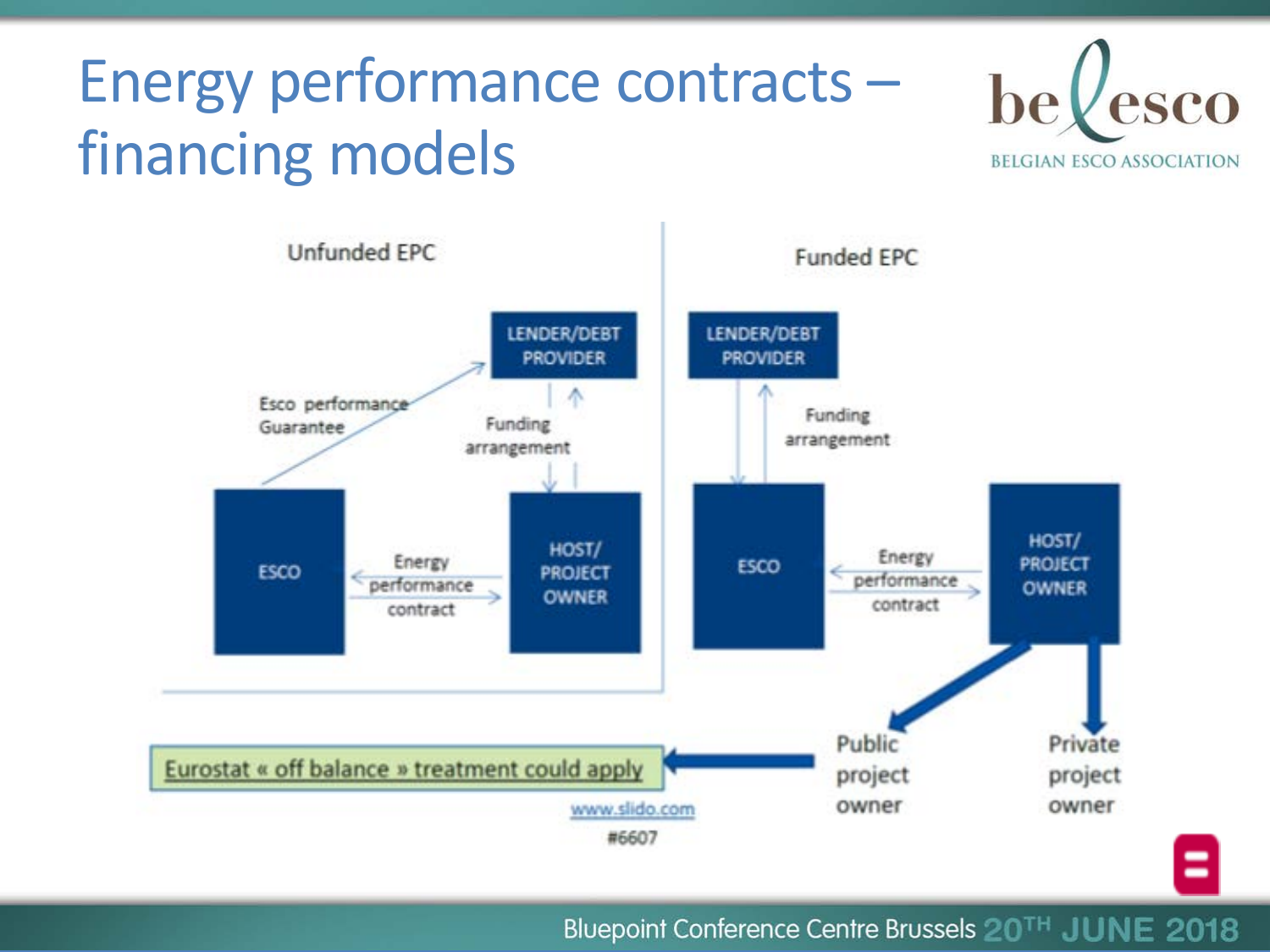# Energy performance contracts – financing models

be esco
BELGIAN ESCO ASSOCIATION

**Unfunded EPC**

- LENDER/DEBT PROVIDER
- Esco performance Guarantee
- Funding arrangement
- ESCO
- Energy performance contract
- HOST/ PROJECT OWNER

**Funded EPC**

- LENDER/DEBT PROVIDER
- Funding arrangement
- ESCO
- Energy performance contract
- HOST/ PROJECT OWNER
- Public project owner
- Private project owner

Eurostat « off balance » treatment could apply

www.slido.com
#6607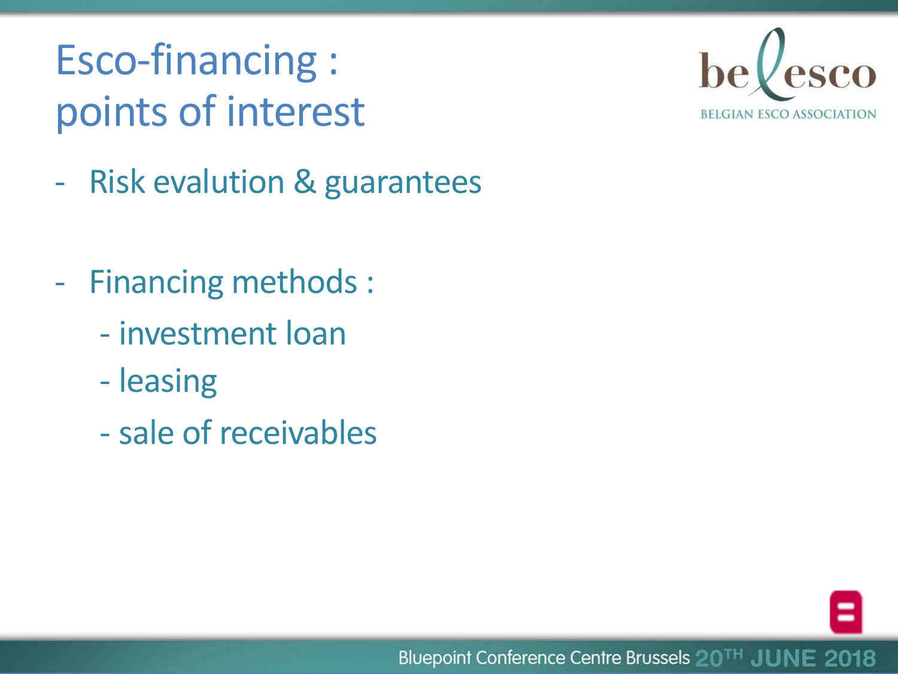# Esco-financing : points of interest

- Risk evalution & guarantees

- Financing methods :
  - investment loan
  - leasing
  - sale of receivables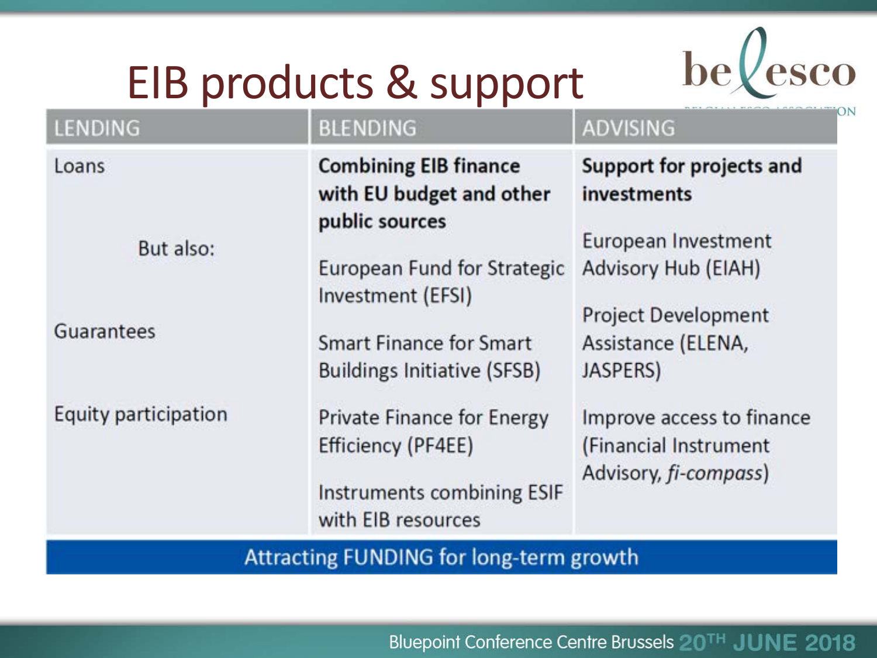# EIB products & support

| LENDING | BLENDING | ADVISING |
|---|---|---|
| Loans<br><br>But also:<br><br>Guarantees<br><br>Equity participation | **Combining EIB finance with EU budget and other public sources**<br><br>European Fund for Strategic Investment (EFSI)<br><br>Smart Finance for Smart Buildings Initiative (SFSB)<br><br>Private Finance for Energy Efficiency (PF4EE)<br><br>Instruments combining ESIF with EIB resources | **Support for projects and investments**<br><br>European Investment Advisory Hub (EIAH)<br><br>Project Development Assistance (ELENA, JASPERS)<br><br>Improve access to finance (Financial Instrument Advisory, *fi-compass*) |

**Attracting FUNDING for long-term growth**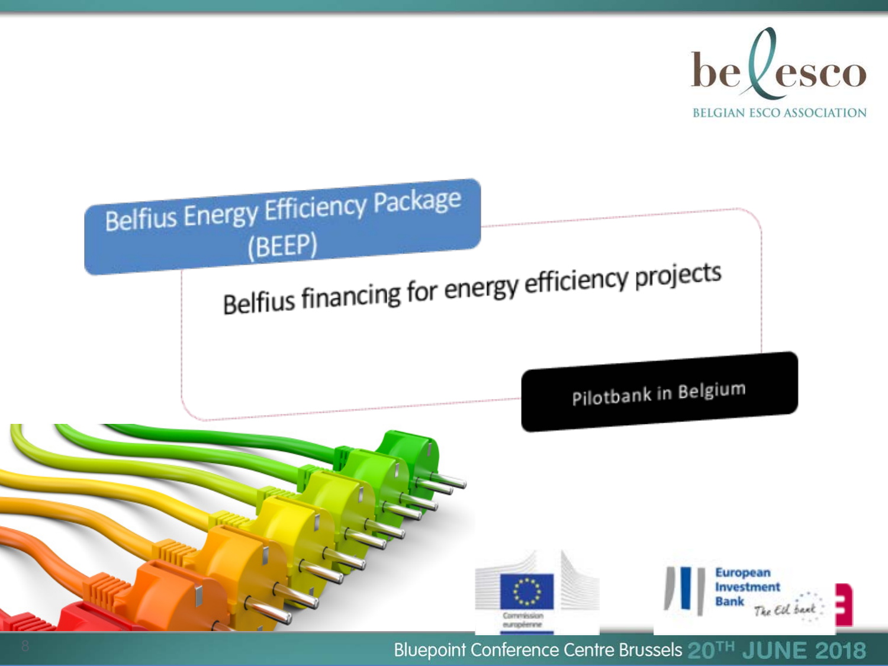## Belfius Energy Efficiency Package (BEEP)

Belfius financing for energy efficiency projects

Pilotbank in Belgium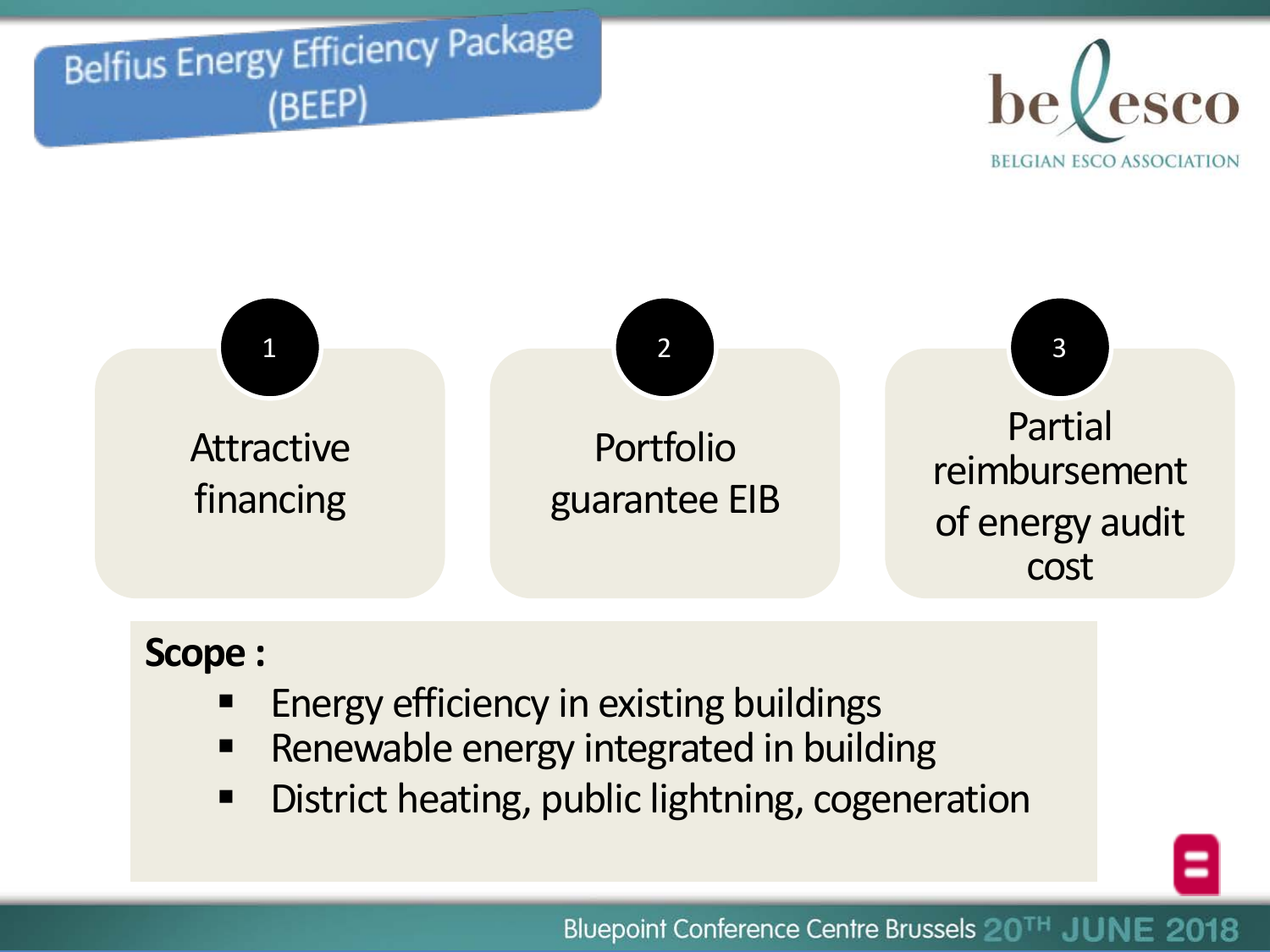# Belfius Energy Efficiency Package (BEEP)

1. Attractive financing
2. Portfolio guarantee EIB
3. Partial reimbursement of energy audit cost

**Scope :**

- Energy efficiency in existing buildings
- Renewable energy integrated in building
- District heating, public lightning, cogeneration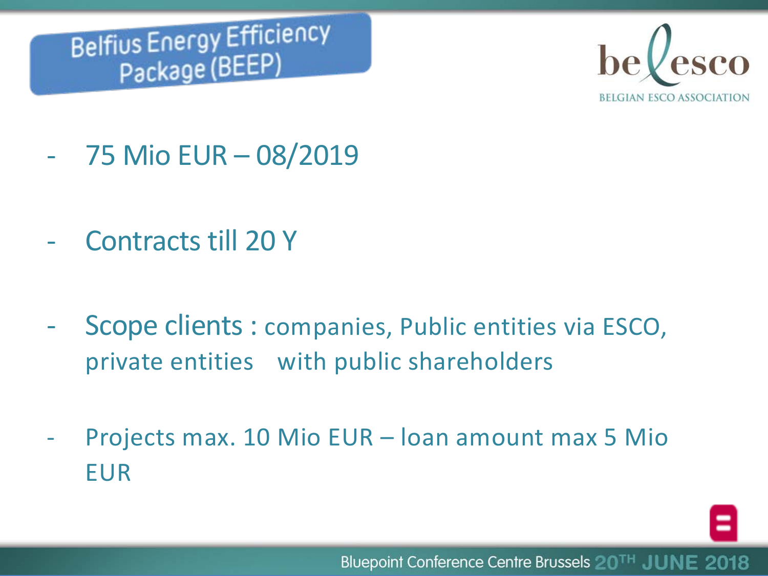# Belfius Energy Efficiency Package (BEEP)

- 75 Mio EUR – 08/2019
- Contracts till 20 Y
- Scope clients : companies, Public entities via ESCO, private entities with public shareholders
- Projects max. 10 Mio EUR – loan amount max 5 Mio EUR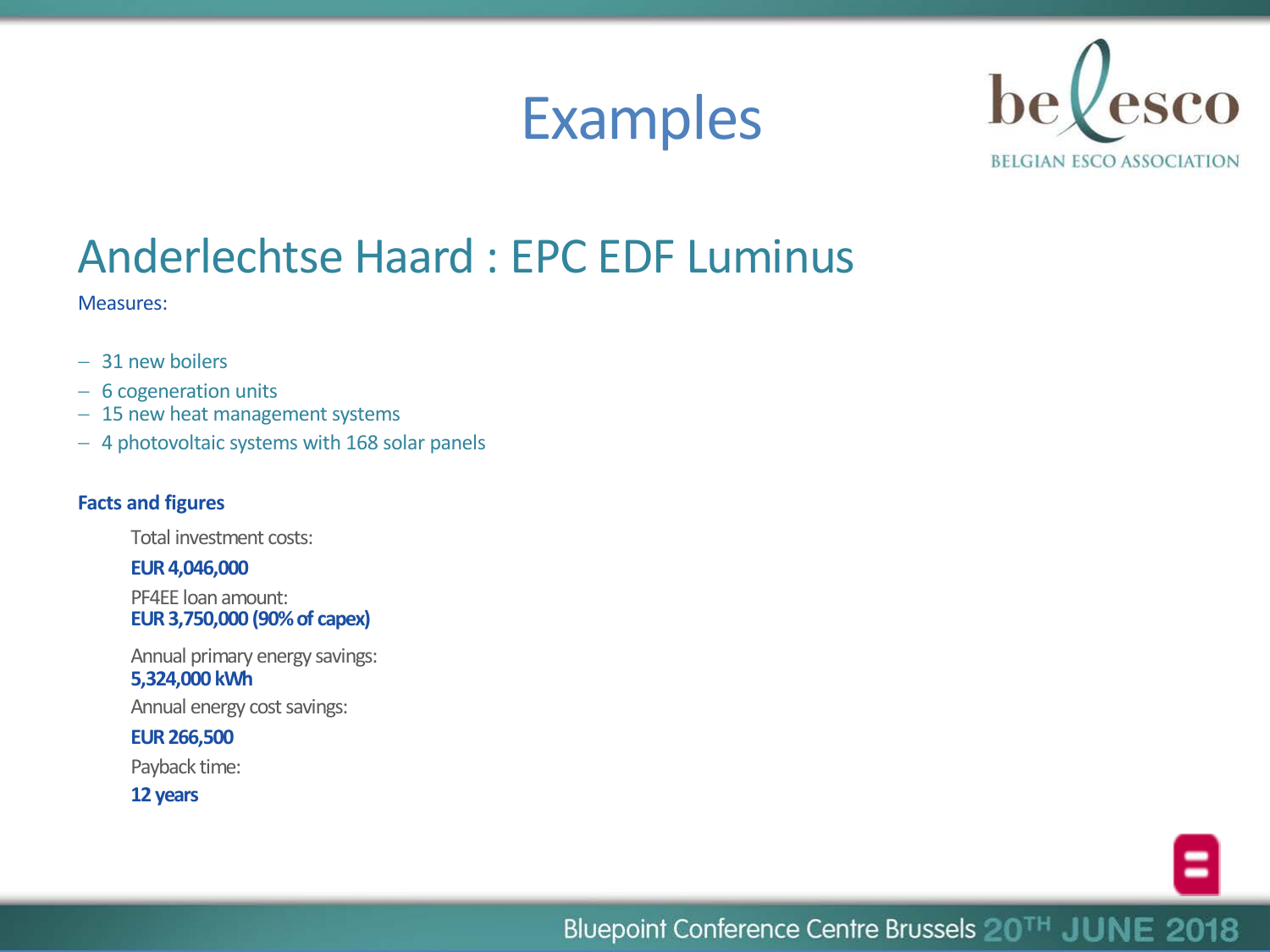# Examples

## Anderlechtse Haard : EPC EDF Luminus

Measures:

- 31 new boilers
- 6 cogeneration units
- 15 new heat management systems
- 4 photovoltaic systems with 168 solar panels

**Facts and figures**

Total investment costs:

**EUR 4,046,000**

PF4EE loan amount:
**EUR 3,750,000 (90% of capex)**

Annual primary energy savings:
**5,324,000 kWh**

Annual energy cost savings:

**EUR 266,500**

Payback time:

**12 years**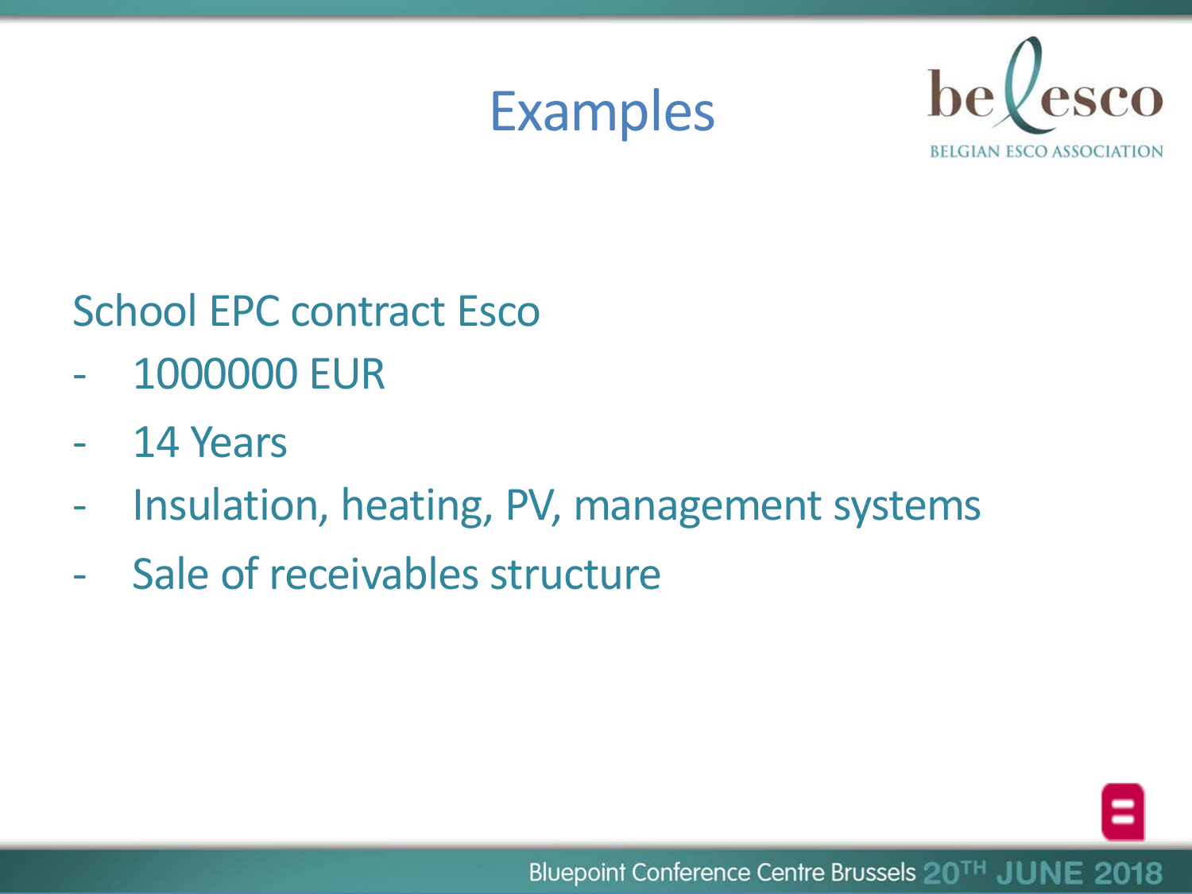# Examples

School EPC contract Esco

- 1000000 EUR
- 14 Years
- Insulation, heating, PV, management systems
- Sale of receivables structure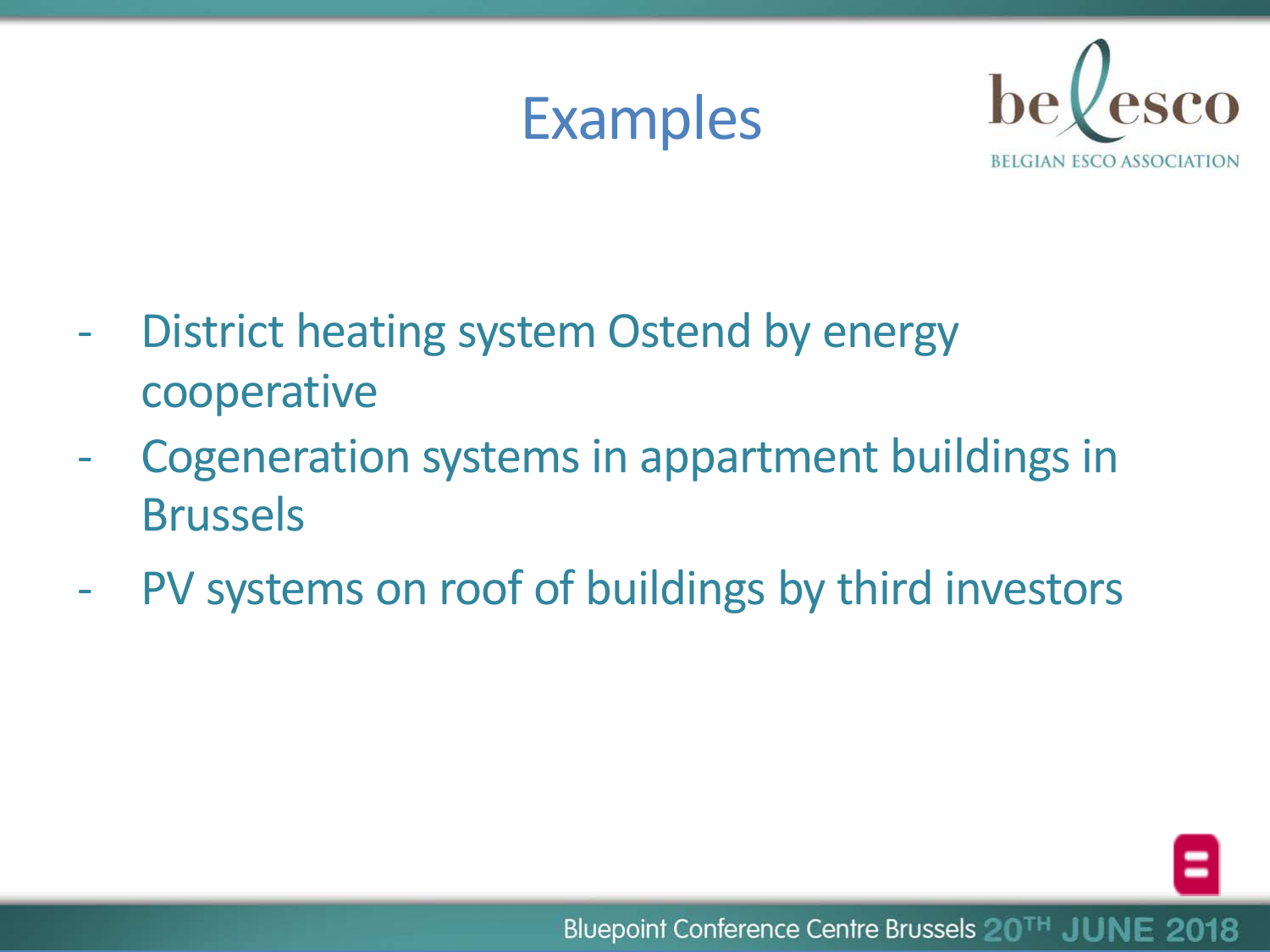# Examples

- District heating system Ostend by energy cooperative
- Cogeneration systems in appartment buildings in Brussels
- PV systems on roof of buildings by third investors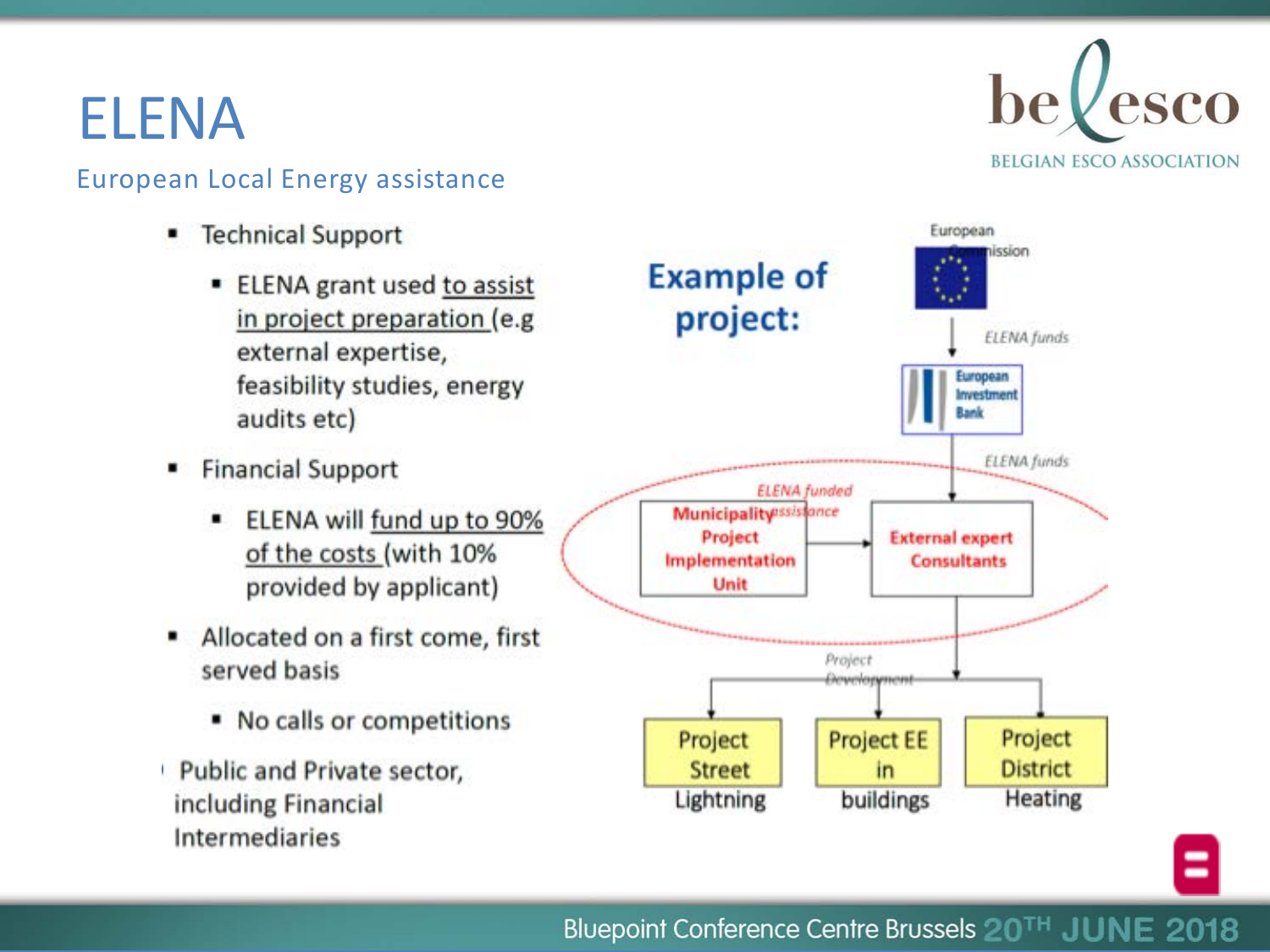# ELENA

## European Local Energy assistance

- Technical Support
  - ELENA grant used to assist in project preparation (e.g external expertise, feasibility studies, energy audits etc)
- Financial Support
  - ELENA will fund up to 90% of the costs (with 10% provided by applicant)
- Allocated on a first come, first served basis
  - No calls or competitions
- Public and Private sector, including Financial Intermediaries

**Example of project:**

European Commission → *ELENA funds* → European Investment Bank → *ELENA funds* → External expert Consultants

Municipality Project Implementation Unit → *ELENA funded assistance* → External expert Consultants

*Project Development*:

- Project Street Lightning
- Project EE in buildings
- Project District Heating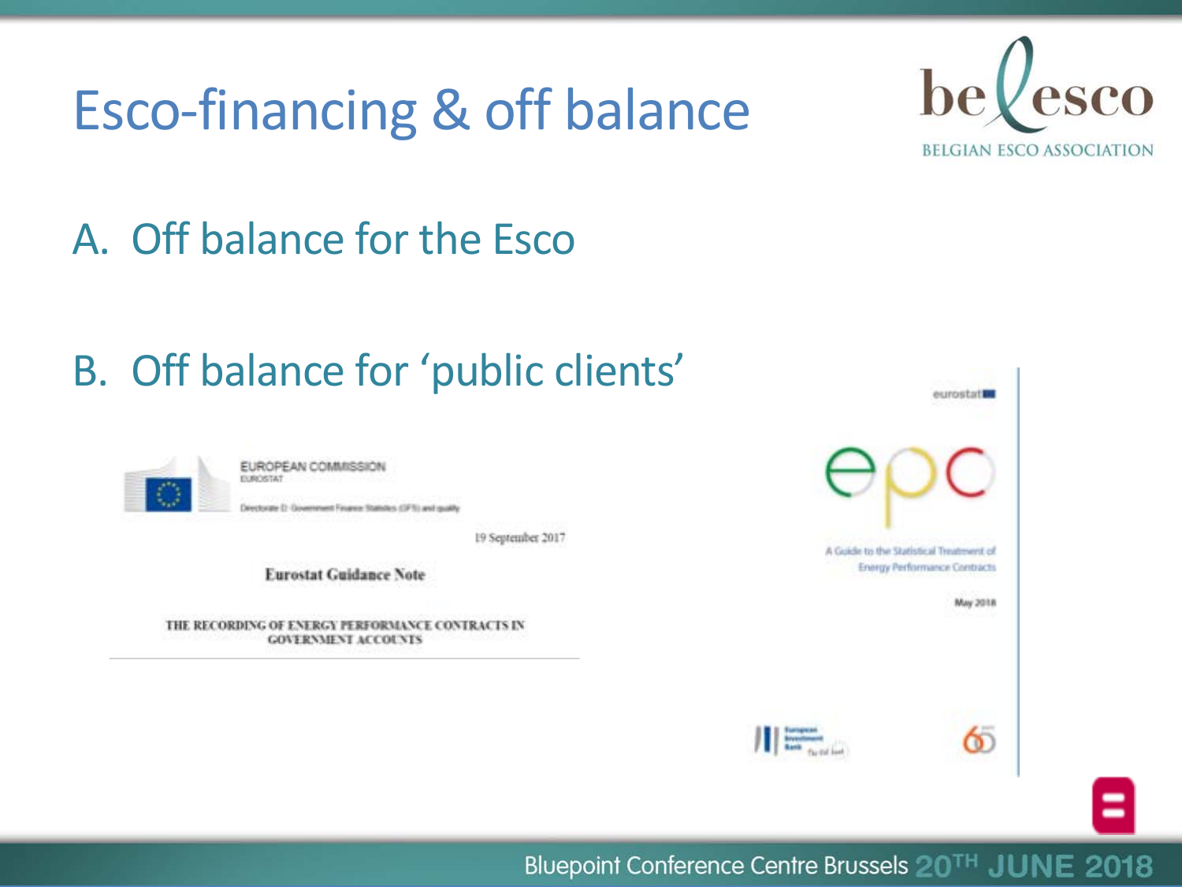# Esco-financing & off balance

A. Off balance for the Esco

B. Off balance for 'public clients'

EUROPEAN COMMISSION
EUROSTAT

Directorate D: Government Finance Statistics (GFS) and quality

19 September 2017

**Eurostat Guidance Note**

THE RECORDING OF ENERGY PERFORMANCE CONTRACTS IN GOVERNMENT ACCOUNTS

eurostat

epc

A Guide to the Statistical Treatment of Energy Performance Contracts

May 2018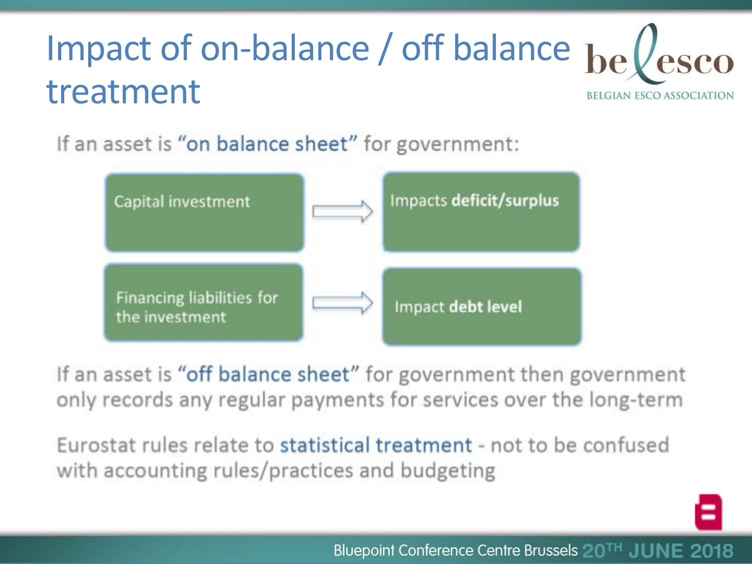# Impact of on-balance / off balance treatment

If an asset is "on balance sheet" for government:

- Capital investment → Impacts **deficit/surplus**
- Financing liabilities for the investment → Impact **debt level**

If an asset is "off balance sheet" for government then government only records any regular payments for services over the long-term

Eurostat rules relate to statistical treatment - not to be confused with accounting rules/practices and budgeting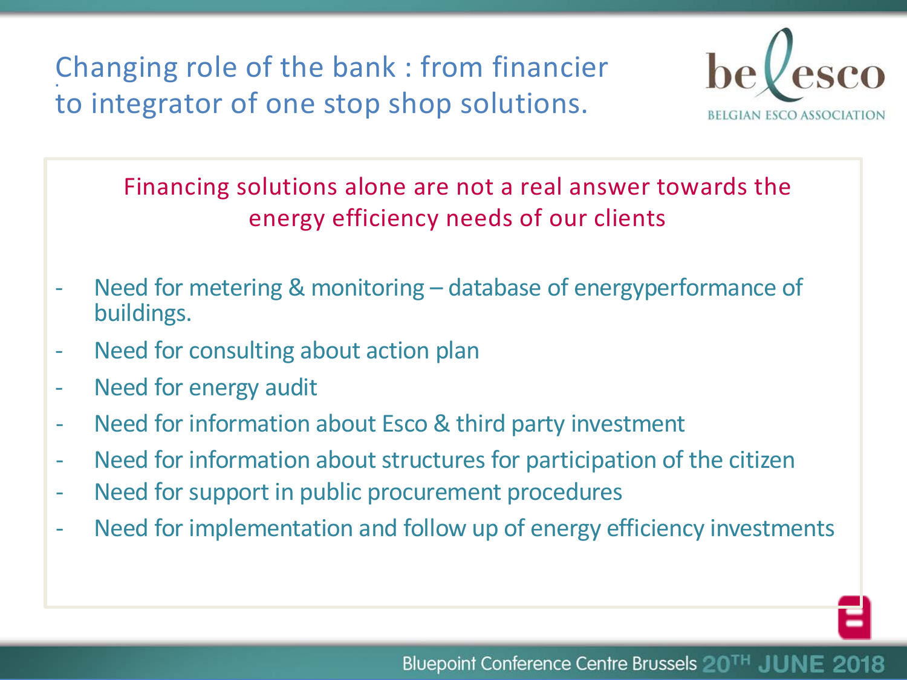# Changing role of the bank : from financier to integrator of one stop shop solutions.

Financing solutions alone are not a real answer towards the energy efficiency needs of our clients

- Need for metering & monitoring – database of energyperformance of buildings.
- Need for consulting about action plan
- Need for energy audit
- Need for information about Esco & third party investment
- Need for information about structures for participation of the citizen
- Need for support in public procurement procedures
- Need for implementation and follow up of energy efficiency investments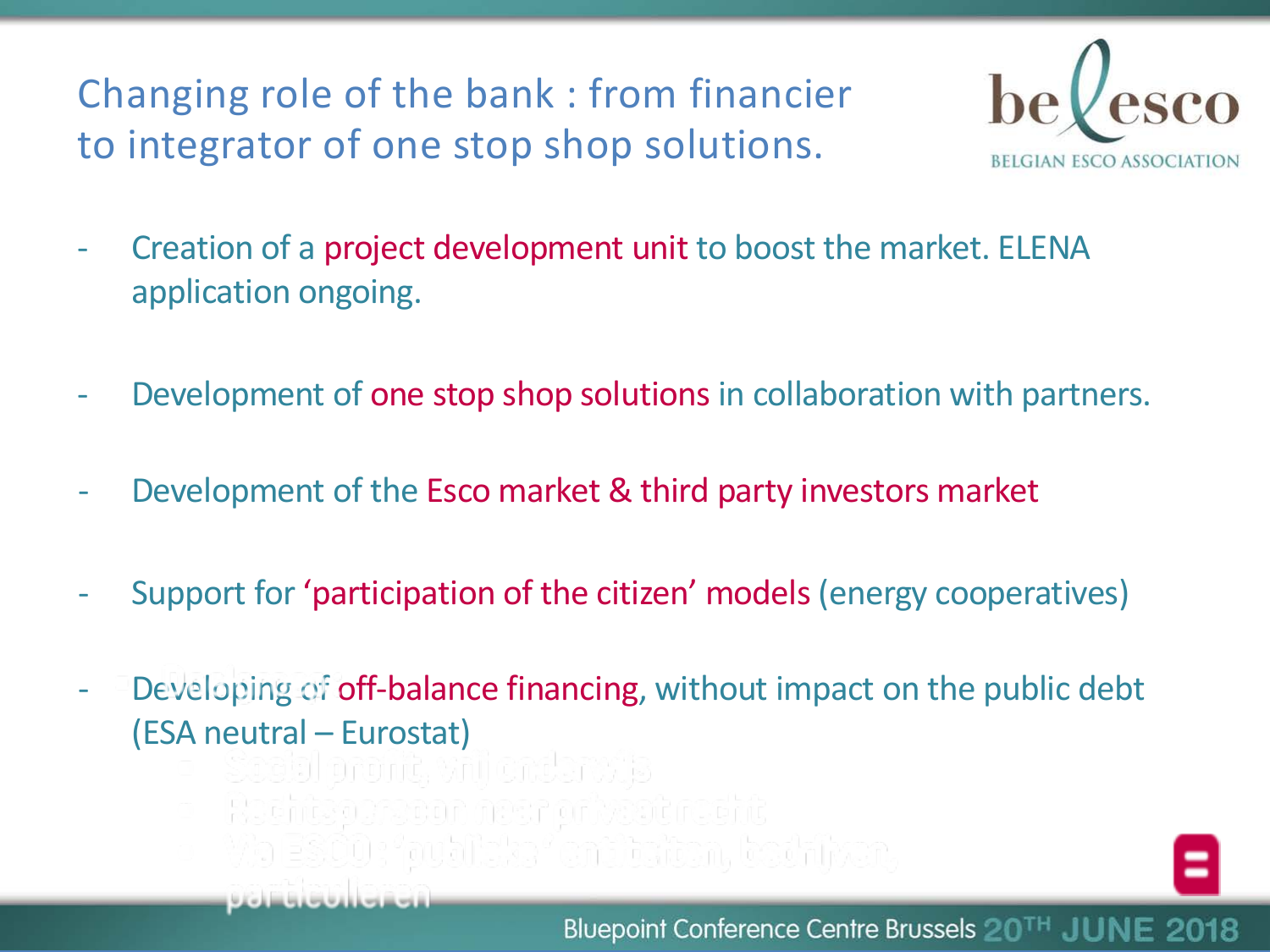# Changing role of the bank : from financier to integrator of one stop shop solutions.

- Creation of a project development unit to boost the market. ELENA application ongoing.
- Development of one stop shop solutions in collaboration with partners.
- Development of the Esco market & third party investors market
- Support for 'participation of the citizen' models (energy cooperatives)
- Developing of off-balance financing, without impact on the public debt (ESA neutral – Eurostat)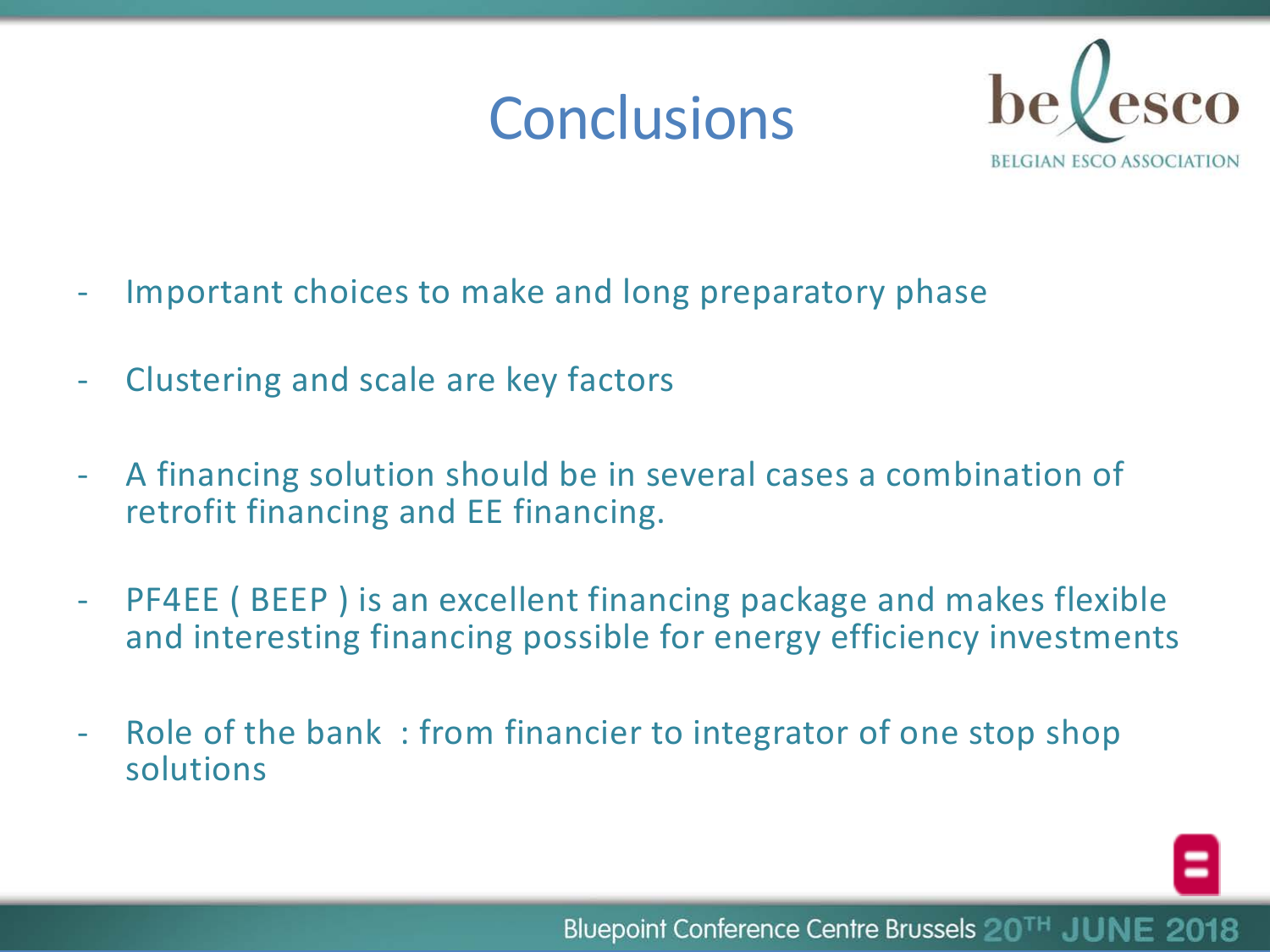# Conclusions

- Important choices to make and long preparatory phase
- Clustering and scale are key factors
- A financing solution should be in several cases a combination of retrofit financing and EE financing.
- PF4EE ( BEEP ) is an excellent financing package and makes flexible and interesting financing possible for energy efficiency investments
- Role of the bank : from financier to integrator of one stop shop solutions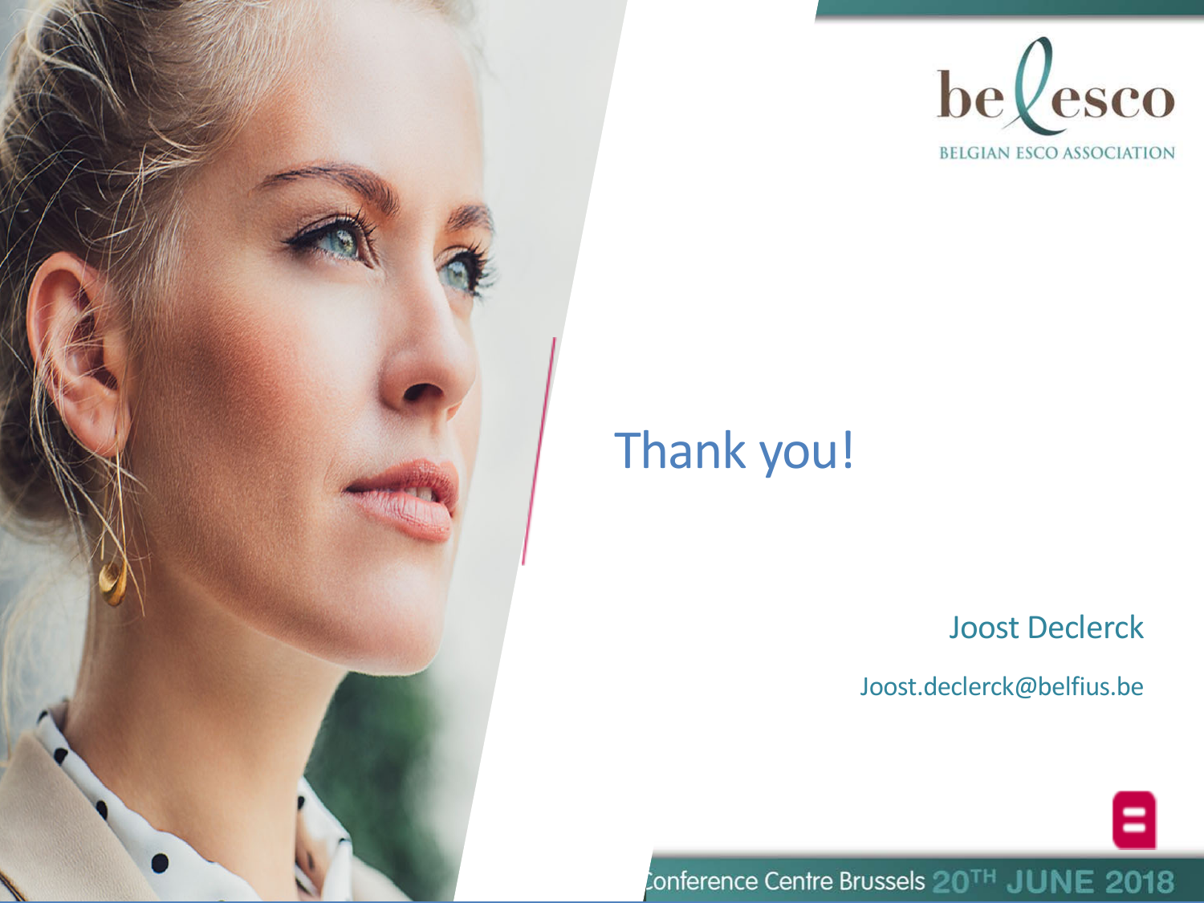# Thank you!

Joost Declerck

Joost.declerck@belfius.be